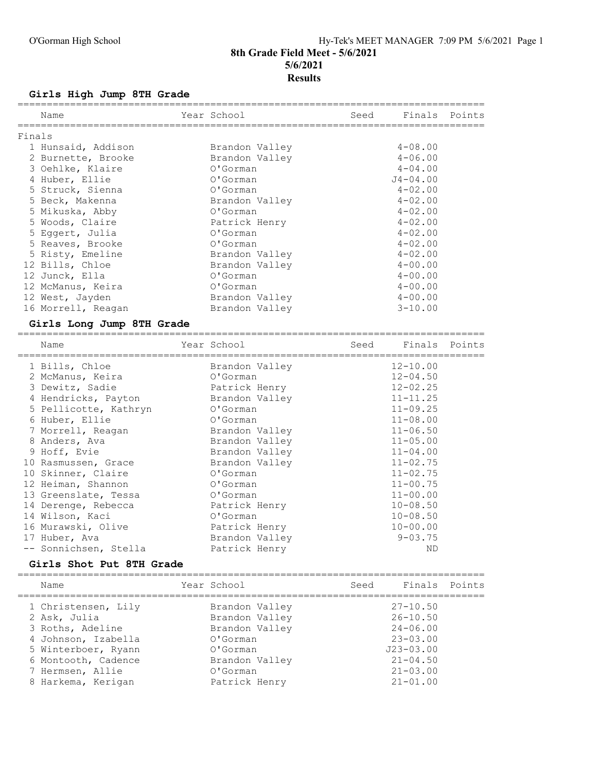# 8th Grade Field Meet - 5/6/2021

**5/6/2021**

**Results**

### Girls High Jump 8TH Grade

| Name | Year School | Seed | Finals | Points |
|---|---|---|---|---|
| **Finals** | | | | |
| 1 Hunsaid, Addison | Brandon Valley | | 4-08.00 | |
| 2 Burnette, Brooke | Brandon Valley | | 4-06.00 | |
| 3 Oehlke, Klaire | O'Gorman | | 4-04.00 | |
| 4 Huber, Ellie | O'Gorman | | J4-04.00 | |
| 5 Struck, Sienna | O'Gorman | | 4-02.00 | |
| 5 Beck, Makenna | Brandon Valley | | 4-02.00 | |
| 5 Mikuska, Abby | O'Gorman | | 4-02.00 | |
| 5 Woods, Claire | Patrick Henry | | 4-02.00 | |
| 5 Eggert, Julia | O'Gorman | | 4-02.00 | |
| 5 Reaves, Brooke | O'Gorman | | 4-02.00 | |
| 5 Risty, Emeline | Brandon Valley | | 4-02.00 | |
| 12 Bills, Chloe | Brandon Valley | | 4-00.00 | |
| 12 Junck, Ella | O'Gorman | | 4-00.00 | |
| 12 McManus, Keira | O'Gorman | | 4-00.00 | |
| 12 West, Jayden | Brandon Valley | | 4-00.00 | |
| 16 Morrell, Reagan | Brandon Valley | | 3-10.00 | |

### Girls Long Jump 8TH Grade

| Name | Year School | Seed | Finals | Points |
|---|---|---|---|---|
| 1 Bills, Chloe | Brandon Valley | | 12-10.00 | |
| 2 McManus, Keira | O'Gorman | | 12-04.50 | |
| 3 Dewitz, Sadie | Patrick Henry | | 12-02.25 | |
| 4 Hendricks, Payton | Brandon Valley | | 11-11.25 | |
| 5 Pellicotte, Kathryn | O'Gorman | | 11-09.25 | |
| 6 Huber, Ellie | O'Gorman | | 11-08.00 | |
| 7 Morrell, Reagan | Brandon Valley | | 11-06.50 | |
| 8 Anders, Ava | Brandon Valley | | 11-05.00 | |
| 9 Hoff, Evie | Brandon Valley | | 11-04.00 | |
| 10 Rasmussen, Grace | Brandon Valley | | 11-02.75 | |
| 10 Skinner, Claire | O'Gorman | | 11-02.75 | |
| 12 Heiman, Shannon | O'Gorman | | 11-00.75 | |
| 13 Greenslate, Tessa | O'Gorman | | 11-00.00 | |
| 14 Derenge, Rebecca | Patrick Henry | | 10-08.50 | |
| 14 Wilson, Kaci | O'Gorman | | 10-08.50 | |
| 16 Murawski, Olive | Patrick Henry | | 10-00.00 | |
| 17 Huber, Ava | Brandon Valley | | 9-03.75 | |
| -- Sonnichsen, Stella | Patrick Henry | | ND | |

### Girls Shot Put 8TH Grade

| Name | Year School | Seed | Finals | Points |
|---|---|---|---|---|
| 1 Christensen, Lily | Brandon Valley | | 27-10.50 | |
| 2 Ask, Julia | Brandon Valley | | 26-10.50 | |
| 3 Roths, Adeline | Brandon Valley | | 24-06.00 | |
| 4 Johnson, Izabella | O'Gorman | | 23-03.00 | |
| 5 Winterboer, Ryann | O'Gorman | | J23-03.00 | |
| 6 Montooth, Cadence | Brandon Valley | | 21-04.50 | |
| 7 Hermsen, Allie | O'Gorman | | 21-03.00 | |
| 8 Harkema, Kerigan | Patrick Henry | | 21-01.00 | |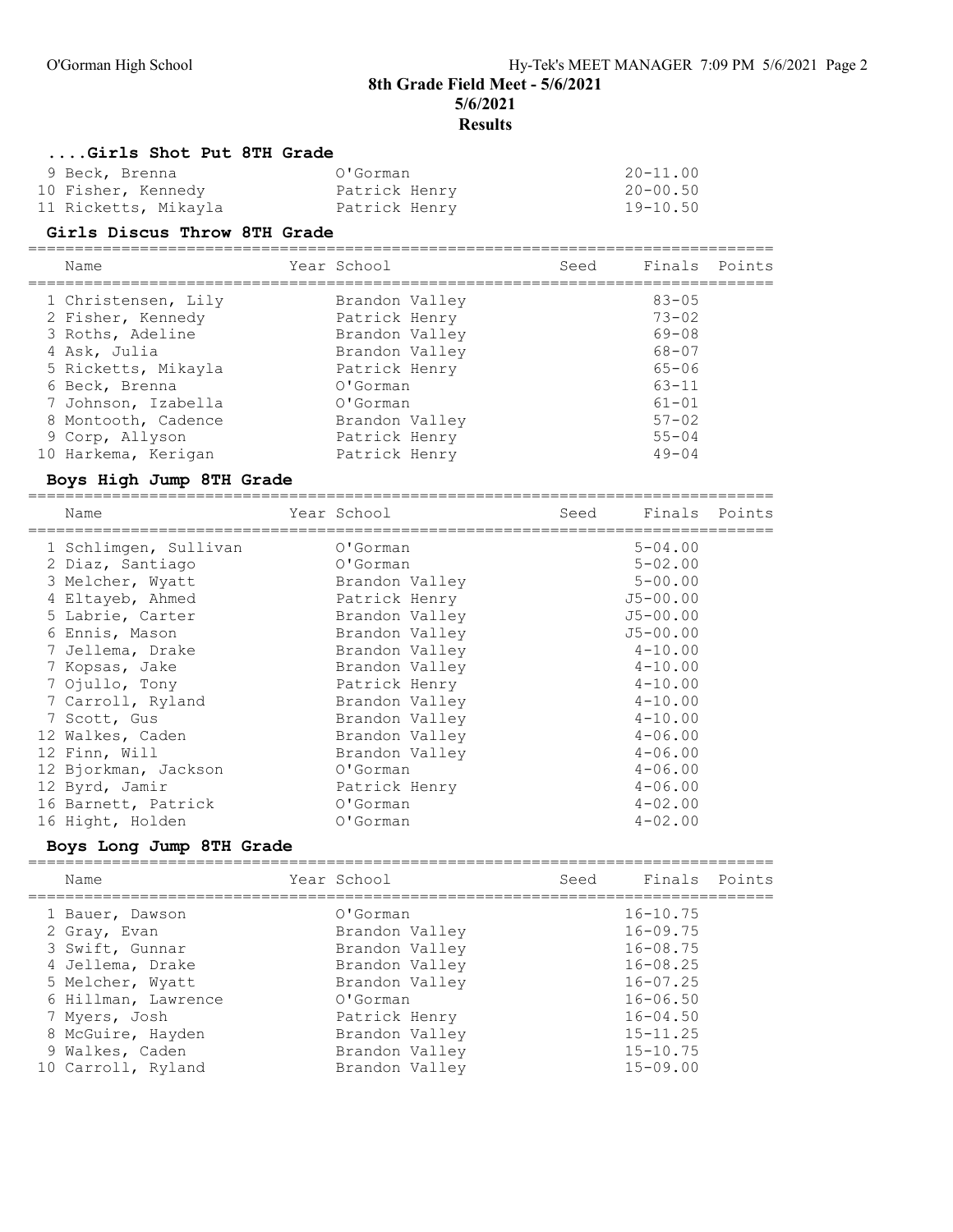# 8th Grade Field Meet - 5/6/2021

**5/6/2021**

**Results**

### ....Girls Shot Put 8TH Grade

| Name | Year School | Seed | Finals | Points |
|---|---|---|---|---|
| 9 Beck, Brenna | O'Gorman | | 20-11.00 | |
| 10 Fisher, Kennedy | Patrick Henry | | 20-00.50 | |
| 11 Ricketts, Mikayla | Patrick Henry | | 19-10.50 | |

### Girls Discus Throw 8TH Grade

| Name | Year School | Seed | Finals | Points |
|---|---|---|---|---|
| 1 Christensen, Lily | Brandon Valley | | 83-05 | |
| 2 Fisher, Kennedy | Patrick Henry | | 73-02 | |
| 3 Roths, Adeline | Brandon Valley | | 69-08 | |
| 4 Ask, Julia | Brandon Valley | | 68-07 | |
| 5 Ricketts, Mikayla | Patrick Henry | | 65-06 | |
| 6 Beck, Brenna | O'Gorman | | 63-11 | |
| 7 Johnson, Izabella | O'Gorman | | 61-01 | |
| 8 Montooth, Cadence | Brandon Valley | | 57-02 | |
| 9 Corp, Allyson | Patrick Henry | | 55-04 | |
| 10 Harkema, Kerigan | Patrick Henry | | 49-04 | |

### Boys High Jump 8TH Grade

| Name | Year School | Seed | Finals | Points |
|---|---|---|---|---|
| 1 Schlimgen, Sullivan | O'Gorman | | 5-04.00 | |
| 2 Diaz, Santiago | O'Gorman | | 5-02.00 | |
| 3 Melcher, Wyatt | Brandon Valley | | 5-00.00 | |
| 4 Eltayeb, Ahmed | Patrick Henry | | J5-00.00 | |
| 5 Labrie, Carter | Brandon Valley | | J5-00.00 | |
| 6 Ennis, Mason | Brandon Valley | | J5-00.00 | |
| 7 Jellema, Drake | Brandon Valley | | 4-10.00 | |
| 7 Kopsas, Jake | Brandon Valley | | 4-10.00 | |
| 7 Ojullo, Tony | Patrick Henry | | 4-10.00 | |
| 7 Carroll, Ryland | Brandon Valley | | 4-10.00 | |
| 7 Scott, Gus | Brandon Valley | | 4-10.00 | |
| 12 Walkes, Caden | Brandon Valley | | 4-06.00 | |
| 12 Finn, Will | Brandon Valley | | 4-06.00 | |
| 12 Bjorkman, Jackson | O'Gorman | | 4-06.00 | |
| 12 Byrd, Jamir | Patrick Henry | | 4-06.00 | |
| 16 Barnett, Patrick | O'Gorman | | 4-02.00 | |
| 16 Hight, Holden | O'Gorman | | 4-02.00 | |

### Boys Long Jump 8TH Grade

| Name | Year School | Seed | Finals | Points |
|---|---|---|---|---|
| 1 Bauer, Dawson | O'Gorman | | 16-10.75 | |
| 2 Gray, Evan | Brandon Valley | | 16-09.75 | |
| 3 Swift, Gunnar | Brandon Valley | | 16-08.75 | |
| 4 Jellema, Drake | Brandon Valley | | 16-08.25 | |
| 5 Melcher, Wyatt | Brandon Valley | | 16-07.25 | |
| 6 Hillman, Lawrence | O'Gorman | | 16-06.50 | |
| 7 Myers, Josh | Patrick Henry | | 16-04.50 | |
| 8 McGuire, Hayden | Brandon Valley | | 15-11.25 | |
| 9 Walkes, Caden | Brandon Valley | | 15-10.75 | |
| 10 Carroll, Ryland | Brandon Valley | | 15-09.00 | |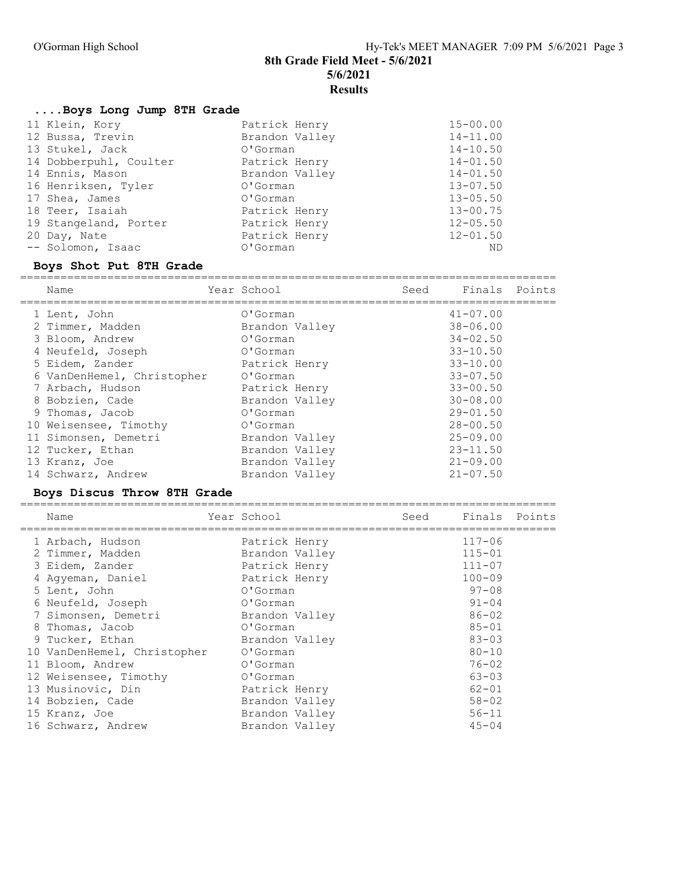# 8th Grade Field Meet - 5/6/2021

## 5/6/2021

## Results

### ....Boys Long Jump 8TH Grade

| | | | |
|---|---|---|---|
| 11 | Klein, Kory | Patrick Henry | 15-00.00 |
| 12 | Bussa, Trevin | Brandon Valley | 14-11.00 |
| 13 | Stukel, Jack | O'Gorman | 14-10.50 |
| 14 | Dobberpuhl, Coulter | Patrick Henry | 14-01.50 |
| 14 | Ennis, Mason | Brandon Valley | 14-01.50 |
| 16 | Henriksen, Tyler | O'Gorman | 13-07.50 |
| 17 | Shea, James | O'Gorman | 13-05.50 |
| 18 | Teer, Isaiah | Patrick Henry | 13-00.75 |
| 19 | Stangeland, Porter | Patrick Henry | 12-05.50 |
| 20 | Day, Nate | Patrick Henry | 12-01.50 |
| -- | Solomon, Isaac | O'Gorman | ND |

### Boys Shot Put 8TH Grade

| | Name | Year | School | Seed | Finals | Points |
|---|---|---|---|---|---|---|
| 1 | Lent, John | | O'Gorman | | 41-07.00 | |
| 2 | Timmer, Madden | | Brandon Valley | | 38-06.00 | |
| 3 | Bloom, Andrew | | O'Gorman | | 34-02.50 | |
| 4 | Neufeld, Joseph | | O'Gorman | | 33-10.50 | |
| 5 | Eidem, Zander | | Patrick Henry | | 33-10.00 | |
| 6 | VanDenHemel, Christopher | | O'Gorman | | 33-07.50 | |
| 7 | Arbach, Hudson | | Patrick Henry | | 33-00.50 | |
| 8 | Bobzien, Cade | | Brandon Valley | | 30-08.00 | |
| 9 | Thomas, Jacob | | O'Gorman | | 29-01.50 | |
| 10 | Weisensee, Timothy | | O'Gorman | | 28-00.50 | |
| 11 | Simonsen, Demetri | | Brandon Valley | | 25-09.00 | |
| 12 | Tucker, Ethan | | Brandon Valley | | 23-11.50 | |
| 13 | Kranz, Joe | | Brandon Valley | | 21-09.00 | |
| 14 | Schwarz, Andrew | | Brandon Valley | | 21-07.50 | |

### Boys Discus Throw 8TH Grade

| | Name | Year | School | Seed | Finals | Points |
|---|---|---|---|---|---|---|
| 1 | Arbach, Hudson | | Patrick Henry | | 117-06 | |
| 2 | Timmer, Madden | | Brandon Valley | | 115-01 | |
| 3 | Eidem, Zander | | Patrick Henry | | 111-07 | |
| 4 | Agyeman, Daniel | | Patrick Henry | | 100-09 | |
| 5 | Lent, John | | O'Gorman | | 97-08 | |
| 6 | Neufeld, Joseph | | O'Gorman | | 91-04 | |
| 7 | Simonsen, Demetri | | Brandon Valley | | 86-02 | |
| 8 | Thomas, Jacob | | O'Gorman | | 85-01 | |
| 9 | Tucker, Ethan | | Brandon Valley | | 83-03 | |
| 10 | VanDenHemel, Christopher | | O'Gorman | | 80-10 | |
| 11 | Bloom, Andrew | | O'Gorman | | 76-02 | |
| 12 | Weisensee, Timothy | | O'Gorman | | 63-03 | |
| 13 | Musinovic, Din | | Patrick Henry | | 62-01 | |
| 14 | Bobzien, Cade | | Brandon Valley | | 58-02 | |
| 15 | Kranz, Joe | | Brandon Valley | | 56-11 | |
| 16 | Schwarz, Andrew | | Brandon Valley | | 45-04 | |